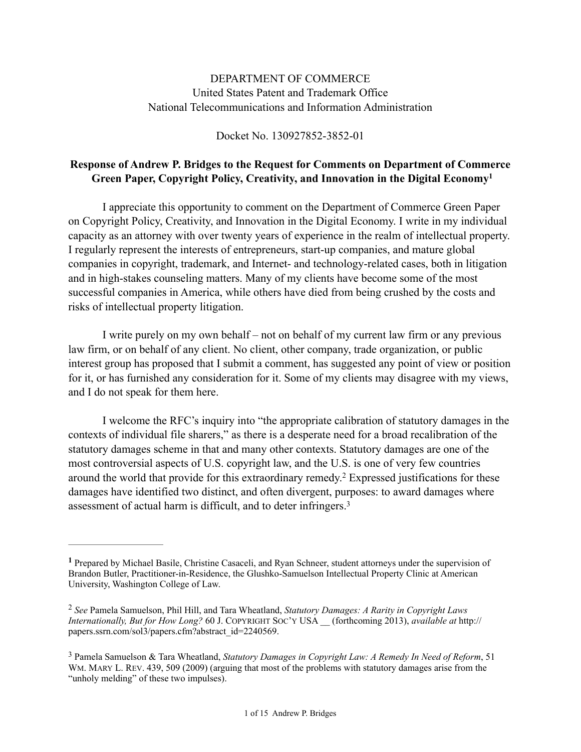DEPARTMENT OF COMMERCE
United States Patent and Trademark Office
National Telecommunications and Information Administration

Docket No. 130927852-3852-01

**Response of Andrew P. Bridges to the Request for Comments on Department of Commerce Green Paper, Copyright Policy, Creativity, and Innovation in the Digital Economy[1]**

I appreciate this opportunity to comment on the Department of Commerce Green Paper on Copyright Policy, Creativity, and Innovation in the Digital Economy. I write in my individual capacity as an attorney with over twenty years of experience in the realm of intellectual property. I regularly represent the interests of entrepreneurs, start-up companies, and mature global companies in copyright, trademark, and Internet- and technology-related cases, both in litigation and in high-stakes counseling matters. Many of my clients have become some of the most successful companies in America, while others have died from being crushed by the costs and risks of intellectual property litigation.

I write purely on my own behalf – not on behalf of my current law firm or any previous law firm, or on behalf of any client. No client, other company, trade organization, or public interest group has proposed that I submit a comment, has suggested any point of view or position for it, or has furnished any consideration for it. Some of my clients may disagree with my views, and I do not speak for them here.

I welcome the RFC's inquiry into "the appropriate calibration of statutory damages in the contexts of individual file sharers," as there is a desperate need for a broad recalibration of the statutory damages scheme in that and many other contexts. Statutory damages are one of the most controversial aspects of U.S. copyright law, and the U.S. is one of very few countries around the world that provide for this extraordinary remedy.[2] Expressed justifications for these damages have identified two distinct, and often divergent, purposes: to award damages where assessment of actual harm is difficult, and to deter infringers.[3]

---

[1] Prepared by Michael Basile, Christine Casaceli, and Ryan Schneer, student attorneys under the supervision of Brandon Butler, Practitioner-in-Residence, the Glushko-Samuelson Intellectual Property Clinic at American University, Washington College of Law.

[2] *See* Pamela Samuelson, Phil Hill, and Tara Wheatland, *Statutory Damages: A Rarity in Copyright Laws Internationally, But for How Long?* 60 J. COPYRIGHT SOC'Y USA __ (forthcoming 2013), *available at* http://papers.ssrn.com/sol3/papers.cfm?abstract_id=2240569.

[3] Pamela Samuelson & Tara Wheatland, *Statutory Damages in Copyright Law: A Remedy In Need of Reform*, 51 WM. MARY L. REV. 439, 509 (2009) (arguing that most of the problems with statutory damages arise from the "unholy melding" of these two impulses).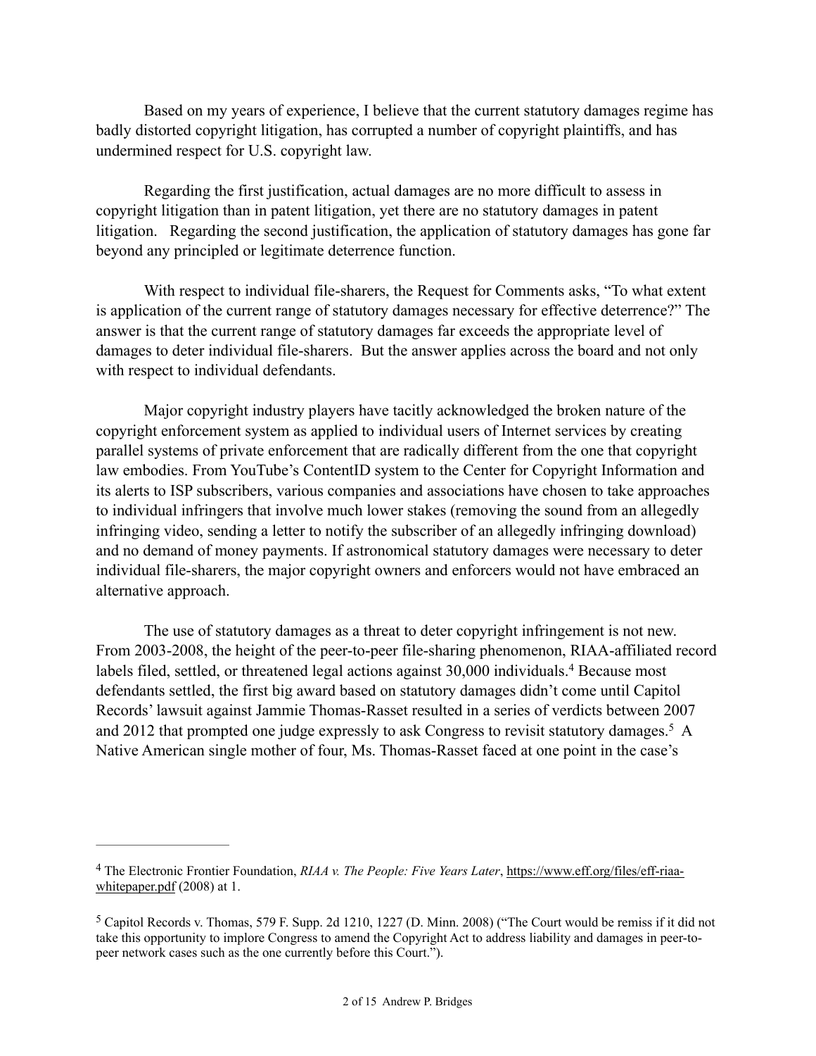Based on my years of experience, I believe that the current statutory damages regime has badly distorted copyright litigation, has corrupted a number of copyright plaintiffs, and has undermined respect for U.S. copyright law.

Regarding the first justification, actual damages are no more difficult to assess in copyright litigation than in patent litigation, yet there are no statutory damages in patent litigation. Regarding the second justification, the application of statutory damages has gone far beyond any principled or legitimate deterrence function.

With respect to individual file-sharers, the Request for Comments asks, "To what extent is application of the current range of statutory damages necessary for effective deterrence?" The answer is that the current range of statutory damages far exceeds the appropriate level of damages to deter individual file-sharers. But the answer applies across the board and not only with respect to individual defendants.

Major copyright industry players have tacitly acknowledged the broken nature of the copyright enforcement system as applied to individual users of Internet services by creating parallel systems of private enforcement that are radically different from the one that copyright law embodies. From YouTube's ContentID system to the Center for Copyright Information and its alerts to ISP subscribers, various companies and associations have chosen to take approaches to individual infringers that involve much lower stakes (removing the sound from an allegedly infringing video, sending a letter to notify the subscriber of an allegedly infringing download) and no demand of money payments. If astronomical statutory damages were necessary to deter individual file-sharers, the major copyright owners and enforcers would not have embraced an alternative approach.

The use of statutory damages as a threat to deter copyright infringement is not new. From 2003-2008, the height of the peer-to-peer file-sharing phenomenon, RIAA-affiliated record labels filed, settled, or threatened legal actions against 30,000 individuals.[4] Because most defendants settled, the first big award based on statutory damages didn't come until Capitol Records' lawsuit against Jammie Thomas-Rasset resulted in a series of verdicts between 2007 and 2012 that prompted one judge expressly to ask Congress to revisit statutory damages.[5] A Native American single mother of four, Ms. Thomas-Rasset faced at one point in the case's

---

[4] The Electronic Frontier Foundation, *RIAA v. The People: Five Years Later*, https://www.eff.org/files/eff-riaa-whitepaper.pdf (2008) at 1.

[5] Capitol Records v. Thomas, 579 F. Supp. 2d 1210, 1227 (D. Minn. 2008) ("The Court would be remiss if it did not take this opportunity to implore Congress to amend the Copyright Act to address liability and damages in peer-to-peer network cases such as the one currently before this Court.").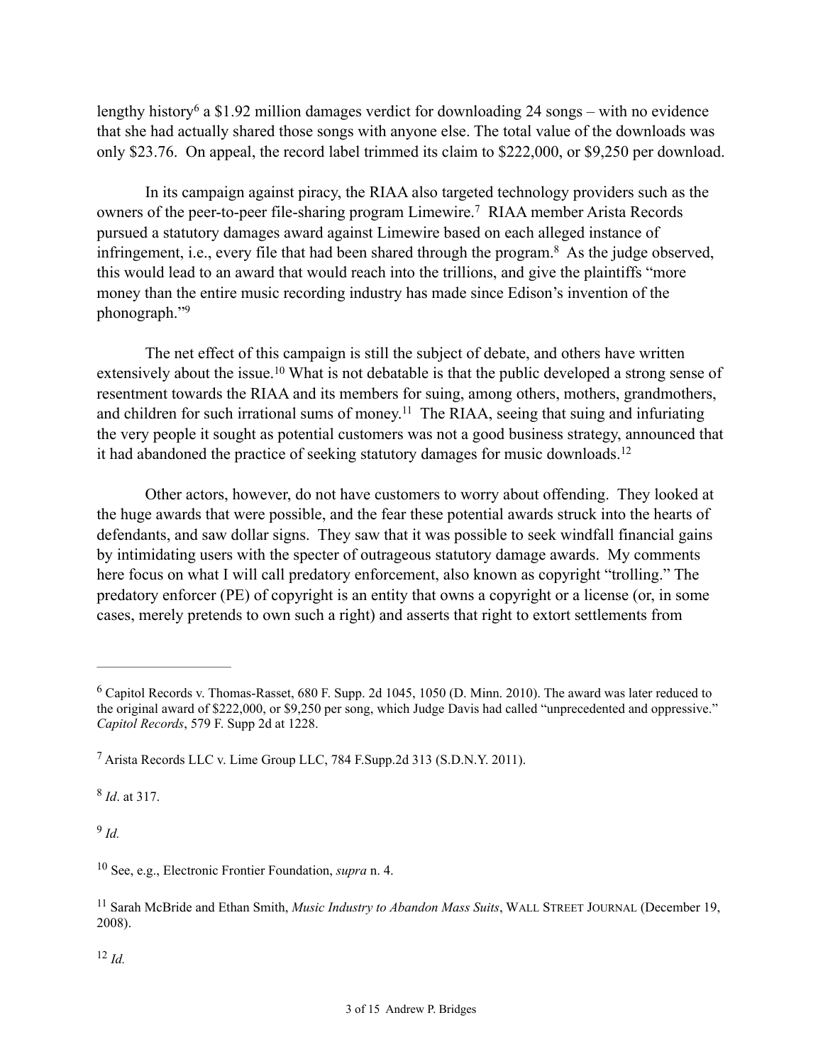lengthy history[6] a $1.92 million damages verdict for downloading 24 songs – with no evidence that she had actually shared those songs with anyone else. The total value of the downloads was only $23.76. On appeal, the record label trimmed its claim to $222,000, or $9,250 per download.

In its campaign against piracy, the RIAA also targeted technology providers such as the owners of the peer-to-peer file-sharing program Limewire.[7] RIAA member Arista Records pursued a statutory damages award against Limewire based on each alleged instance of infringement, i.e., every file that had been shared through the program.[8] As the judge observed, this would lead to an award that would reach into the trillions, and give the plaintiffs "more money than the entire music recording industry has made since Edison's invention of the phonograph."[9]

The net effect of this campaign is still the subject of debate, and others have written extensively about the issue.[10] What is not debatable is that the public developed a strong sense of resentment towards the RIAA and its members for suing, among others, mothers, grandmothers, and children for such irrational sums of money.[11] The RIAA, seeing that suing and infuriating the very people it sought as potential customers was not a good business strategy, announced that it had abandoned the practice of seeking statutory damages for music downloads.[12]

Other actors, however, do not have customers to worry about offending. They looked at the huge awards that were possible, and the fear these potential awards struck into the hearts of defendants, and saw dollar signs. They saw that it was possible to seek windfall financial gains by intimidating users with the specter of outrageous statutory damage awards. My comments here focus on what I will call predatory enforcement, also known as copyright "trolling." The predatory enforcer (PE) of copyright is an entity that owns a copyright or a license (or, in some cases, merely pretends to own such a right) and asserts that right to extort settlements from

---

[6] Capitol Records v. Thomas-Rasset, 680 F. Supp. 2d 1045, 1050 (D. Minn. 2010). The award was later reduced to the original award of $222,000, or $9,250 per song, which Judge Davis had called "unprecedented and oppressive." *Capitol Records*, 579 F. Supp 2d at 1228.

[7] Arista Records LLC v. Lime Group LLC, 784 F.Supp.2d 313 (S.D.N.Y. 2011).

[8] *Id*. at 317.

[9] *Id.*

[10] See, e.g., Electronic Frontier Foundation, *supra* n. 4.

[11] Sarah McBride and Ethan Smith, *Music Industry to Abandon Mass Suits*, WALL STREET JOURNAL (December 19, 2008).

[12] *Id.*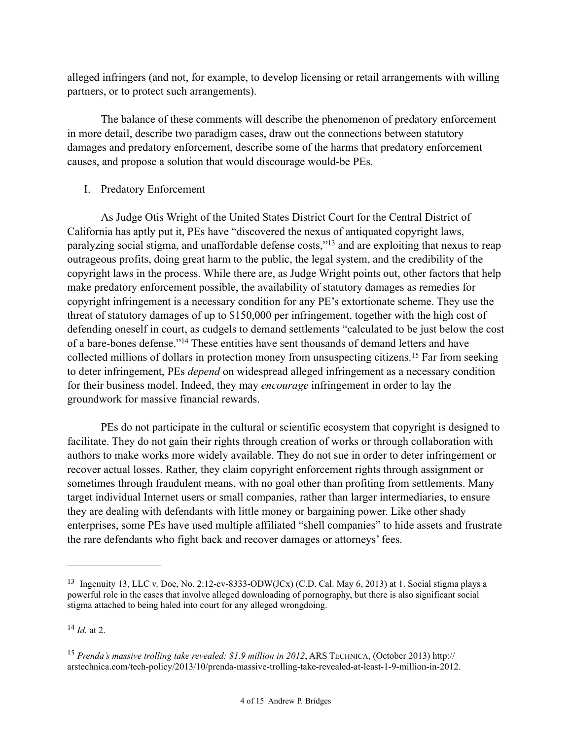alleged infringers (and not, for example, to develop licensing or retail arrangements with willing partners, or to protect such arrangements).

The balance of these comments will describe the phenomenon of predatory enforcement in more detail, describe two paradigm cases, draw out the connections between statutory damages and predatory enforcement, describe some of the harms that predatory enforcement causes, and propose a solution that would discourage would-be PEs.

## I. Predatory Enforcement

As Judge Otis Wright of the United States District Court for the Central District of California has aptly put it, PEs have "discovered the nexus of antiquated copyright laws, paralyzing social stigma, and unaffordable defense costs,"[13] and are exploiting that nexus to reap outrageous profits, doing great harm to the public, the legal system, and the credibility of the copyright laws in the process. While there are, as Judge Wright points out, other factors that help make predatory enforcement possible, the availability of statutory damages as remedies for copyright infringement is a necessary condition for any PE's extortionate scheme. They use the threat of statutory damages of up to $150,000 per infringement, together with the high cost of defending oneself in court, as cudgels to demand settlements "calculated to be just below the cost of a bare-bones defense."[14] These entities have sent thousands of demand letters and have collected millions of dollars in protection money from unsuspecting citizens.[15] Far from seeking to deter infringement, PEs *depend* on widespread alleged infringement as a necessary condition for their business model. Indeed, they may *encourage* infringement in order to lay the groundwork for massive financial rewards.

PEs do not participate in the cultural or scientific ecosystem that copyright is designed to facilitate. They do not gain their rights through creation of works or through collaboration with authors to make works more widely available. They do not sue in order to deter infringement or recover actual losses. Rather, they claim copyright enforcement rights through assignment or sometimes through fraudulent means, with no goal other than profiting from settlements. Many target individual Internet users or small companies, rather than larger intermediaries, to ensure they are dealing with defendants with little money or bargaining power. Like other shady enterprises, some PEs have used multiple affiliated "shell companies" to hide assets and frustrate the rare defendants who fight back and recover damages or attorneys' fees.

---

[13] Ingenuity 13, LLC v. Doe, No. 2:12-cv-8333-ODW(JCx) (C.D. Cal. May 6, 2013) at 1. Social stigma plays a powerful role in the cases that involve alleged downloading of pornography, but there is also significant social stigma attached to being haled into court for any alleged wrongdoing.

[14] *Id.* at 2.

[15] *Prenda's massive trolling take revealed: $1.9 million in 2012*, ARS TECHNICA, (October 2013) http://arstechnica.com/tech-policy/2013/10/prenda-massive-trolling-take-revealed-at-least-1-9-million-in-2012.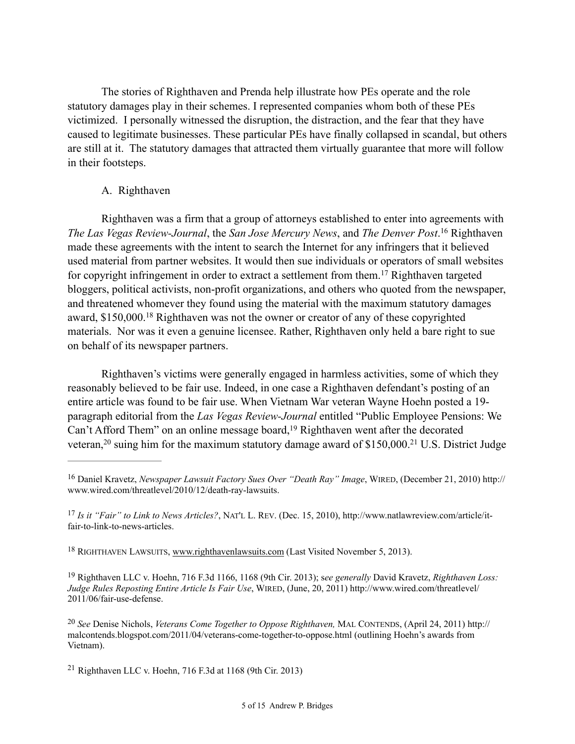The stories of Righthaven and Prenda help illustrate how PEs operate and the role statutory damages play in their schemes. I represented companies whom both of these PEs victimized. I personally witnessed the disruption, the distraction, and the fear that they have caused to legitimate businesses. These particular PEs have finally collapsed in scandal, but others are still at it. The statutory damages that attracted them virtually guarantee that more will follow in their footsteps.

A. Righthaven

Righthaven was a firm that a group of attorneys established to enter into agreements with *The Las Vegas Review-Journal*, the *San Jose Mercury News*, and *The Denver Post*.[16] Righthaven made these agreements with the intent to search the Internet for any infringers that it believed used material from partner websites. It would then sue individuals or operators of small websites for copyright infringement in order to extract a settlement from them.[17] Righthaven targeted bloggers, political activists, non-profit organizations, and others who quoted from the newspaper, and threatened whomever they found using the material with the maximum statutory damages award, $150,000.[18] Righthaven was not the owner or creator of any of these copyrighted materials. Nor was it even a genuine licensee. Rather, Righthaven only held a bare right to sue on behalf of its newspaper partners.

Righthaven's victims were generally engaged in harmless activities, some of which they reasonably believed to be fair use. Indeed, in one case a Righthaven defendant's posting of an entire article was found to be fair use. When Vietnam War veteran Wayne Hoehn posted a 19-paragraph editorial from the *Las Vegas Review-Journal* entitled "Public Employee Pensions: We Can't Afford Them" on an online message board,[19] Righthaven went after the decorated veteran,[20] suing him for the maximum statutory damage award of $150,000.[21] U.S. District Judge

---

[16] Daniel Kravetz, *Newspaper Lawsuit Factory Sues Over "Death Ray" Image*, WIRED, (December 21, 2010) http://www.wired.com/threatlevel/2010/12/death-ray-lawsuits.

[17] *Is it "Fair" to Link to News Articles?*, NAT'L L. REV. (Dec. 15, 2010), http://www.natlawreview.com/article/it-fair-to-link-to-news-articles.

[18] RIGHTHAVEN LAWSUITS, www.righthavenlawsuits.com (Last Visited November 5, 2013).

[19] Righthaven LLC v. Hoehn, 716 F.3d 1166, 1168 (9th Cir. 2013); s*ee generally* David Kravetz, *Righthaven Loss: Judge Rules Reposting Entire Article Is Fair Use*, WIRED, (June, 20, 2011) http://www.wired.com/threatlevel/2011/06/fair-use-defense.

[20] *See* Denise Nichols, *Veterans Come Together to Oppose Righthaven,* MAL CONTENDS, (April 24, 2011) http://malcontends.blogspot.com/2011/04/veterans-come-together-to-oppose.html (outlining Hoehn's awards from Vietnam).

[21] Righthaven LLC v. Hoehn, 716 F.3d at 1168 (9th Cir. 2013)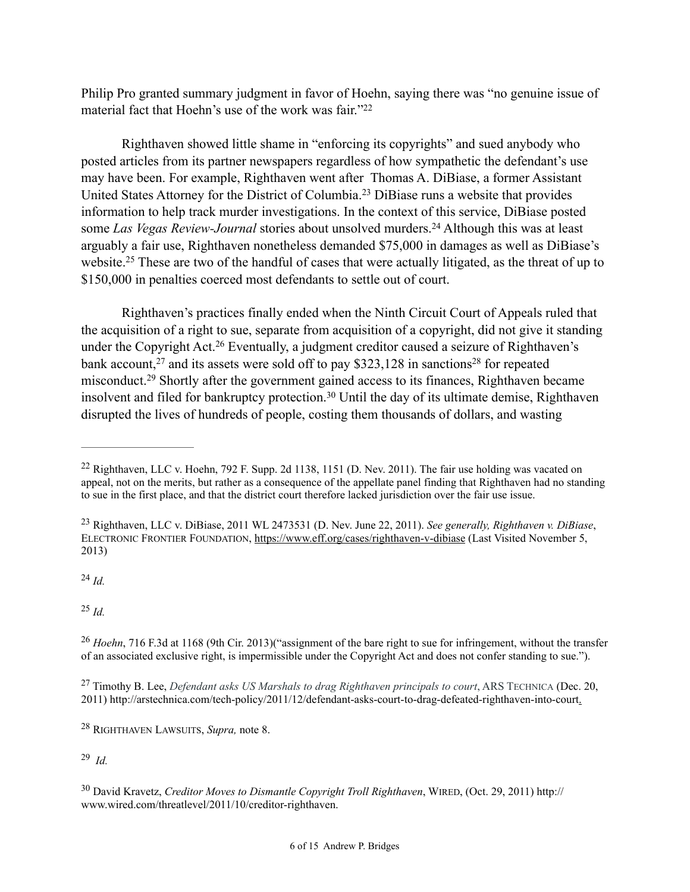Philip Pro granted summary judgment in favor of Hoehn, saying there was "no genuine issue of material fact that Hoehn's use of the work was fair."[22]

Righthaven showed little shame in "enforcing its copyrights" and sued anybody who posted articles from its partner newspapers regardless of how sympathetic the defendant's use may have been. For example, Righthaven went after Thomas A. DiBiase, a former Assistant United States Attorney for the District of Columbia.[23] DiBiase runs a website that provides information to help track murder investigations. In the context of this service, DiBiase posted some *Las Vegas Review-Journal* stories about unsolved murders.[24] Although this was at least arguably a fair use, Righthaven nonetheless demanded $75,000 in damages as well as DiBiase's website.[25] These are two of the handful of cases that were actually litigated, as the threat of up to $150,000 in penalties coerced most defendants to settle out of court.

Righthaven's practices finally ended when the Ninth Circuit Court of Appeals ruled that the acquisition of a right to sue, separate from acquisition of a copyright, did not give it standing under the Copyright Act.[26] Eventually, a judgment creditor caused a seizure of Righthaven's bank account,[27] and its assets were sold off to pay $323,128 in sanctions[28] for repeated misconduct.[29] Shortly after the government gained access to its finances, Righthaven became insolvent and filed for bankruptcy protection.[30] Until the day of its ultimate demise, Righthaven disrupted the lives of hundreds of people, costing them thousands of dollars, and wasting

---

[22] Righthaven, LLC v. Hoehn, 792 F. Supp. 2d 1138, 1151 (D. Nev. 2011). The fair use holding was vacated on appeal, not on the merits, but rather as a consequence of the appellate panel finding that Righthaven had no standing to sue in the first place, and that the district court therefore lacked jurisdiction over the fair use issue.

[23] Righthaven, LLC v. DiBiase, 2011 WL 2473531 (D. Nev. June 22, 2011). *See generally, Righthaven v. DiBiase*, ELECTRONIC FRONTIER FOUNDATION, https://www.eff.org/cases/righthaven-v-dibiase (Last Visited November 5, 2013)

[24] *Id.*

[25] *Id.*

[26] *Hoehn*, 716 F.3d at 1168 (9th Cir. 2013)("assignment of the bare right to sue for infringement, without the transfer of an associated exclusive right, is impermissible under the Copyright Act and does not confer standing to sue.").

[27] Timothy B. Lee, *Defendant asks US Marshals to drag Righthaven principals to court*, ARS TECHNICA (Dec. 20, 2011) http://arstechnica.com/tech-policy/2011/12/defendant-asks-court-to-drag-defeated-righthaven-into-court.

[28] RIGHTHAVEN LAWSUITS, *Supra,* note 8.

[29] *Id.*

[30] David Kravetz, *Creditor Moves to Dismantle Copyright Troll Righthaven*, WIRED, (Oct. 29, 2011) http://www.wired.com/threatlevel/2011/10/creditor-righthaven.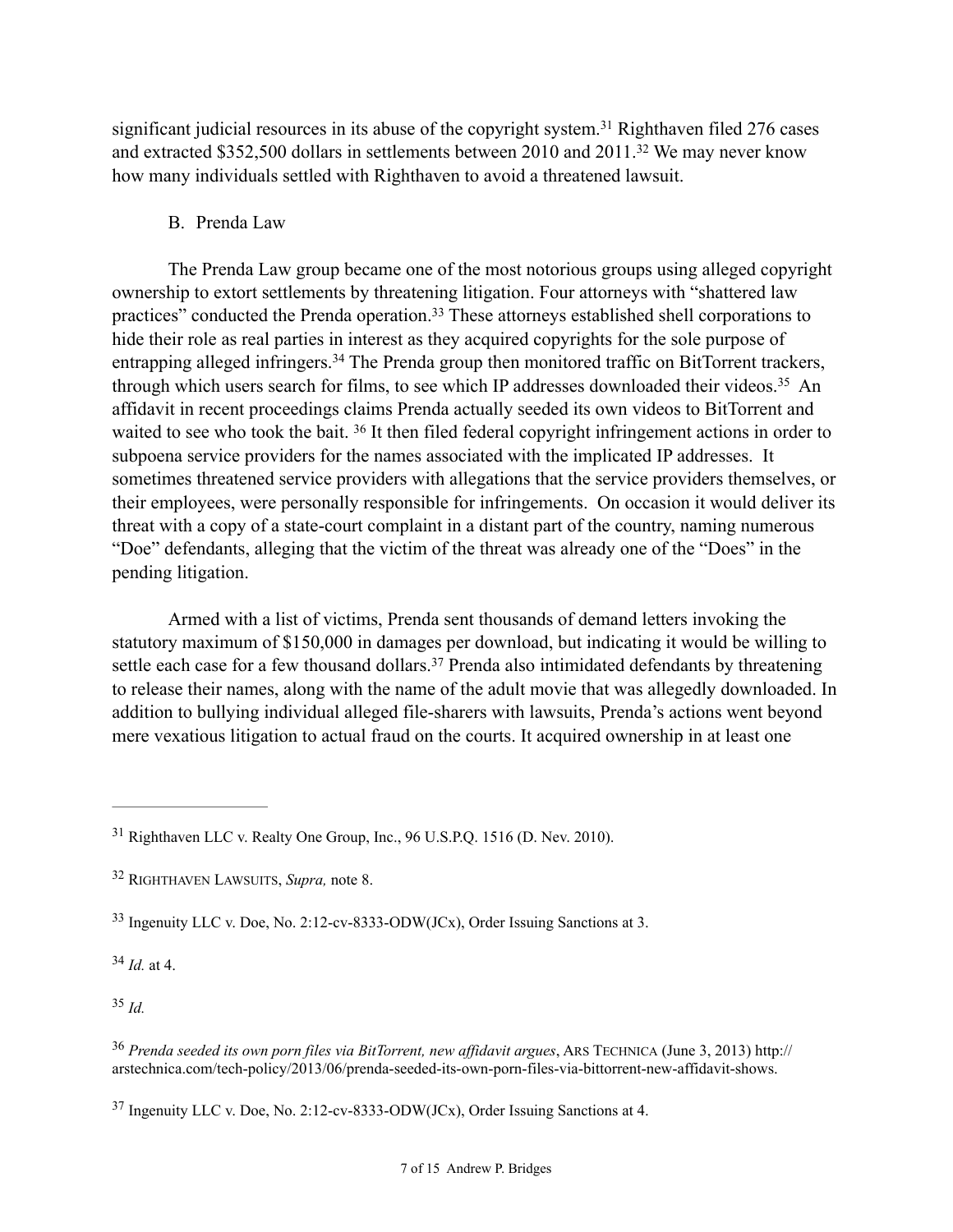significant judicial resources in its abuse of the copyright system.[31] Righthaven filed 276 cases and extracted $352,500 dollars in settlements between 2010 and 2011.[32] We may never know how many individuals settled with Righthaven to avoid a threatened lawsuit.

B. Prenda Law

The Prenda Law group became one of the most notorious groups using alleged copyright ownership to extort settlements by threatening litigation. Four attorneys with "shattered law practices" conducted the Prenda operation.[33] These attorneys established shell corporations to hide their role as real parties in interest as they acquired copyrights for the sole purpose of entrapping alleged infringers.[34] The Prenda group then monitored traffic on BitTorrent trackers, through which users search for films, to see which IP addresses downloaded their videos.[35] An affidavit in recent proceedings claims Prenda actually seeded its own videos to BitTorrent and waited to see who took the bait. [36] It then filed federal copyright infringement actions in order to subpoena service providers for the names associated with the implicated IP addresses. It sometimes threatened service providers with allegations that the service providers themselves, or their employees, were personally responsible for infringements. On occasion it would deliver its threat with a copy of a state-court complaint in a distant part of the country, naming numerous "Doe" defendants, alleging that the victim of the threat was already one of the "Does" in the pending litigation.

Armed with a list of victims, Prenda sent thousands of demand letters invoking the statutory maximum of $150,000 in damages per download, but indicating it would be willing to settle each case for a few thousand dollars.[37] Prenda also intimidated defendants by threatening to release their names, along with the name of the adult movie that was allegedly downloaded. In addition to bullying individual alleged file-sharers with lawsuits, Prenda's actions went beyond mere vexatious litigation to actual fraud on the courts. It acquired ownership in at least one

---

[31] Righthaven LLC v. Realty One Group, Inc., 96 U.S.P.Q. 1516 (D. Nev. 2010).

[32] RIGHTHAVEN LAWSUITS, *Supra,* note 8.

[33] Ingenuity LLC v. Doe, No. 2:12-cv-8333-ODW(JCx), Order Issuing Sanctions at 3.

[34] *Id.* at 4.

[35] *Id.*

[36] *Prenda seeded its own porn files via BitTorrent, new affidavit argues*, ARS TECHNICA (June 3, 2013) http://arstechnica.com/tech-policy/2013/06/prenda-seeded-its-own-porn-files-via-bittorrent-new-affidavit-shows.

[37] Ingenuity LLC v. Doe, No. 2:12-cv-8333-ODW(JCx), Order Issuing Sanctions at 4.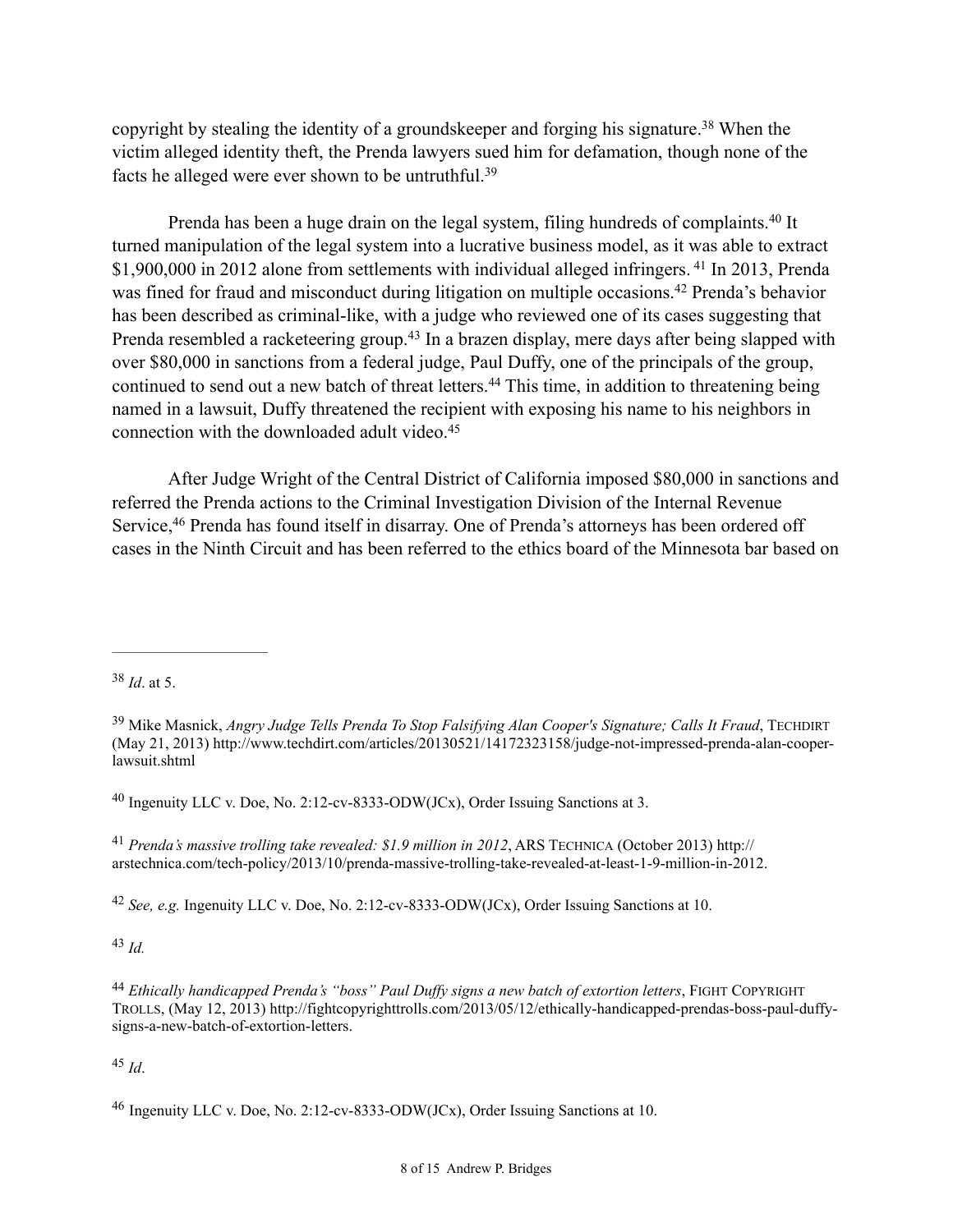copyright by stealing the identity of a groundskeeper and forging his signature.[38] When the victim alleged identity theft, the Prenda lawyers sued him for defamation, though none of the facts he alleged were ever shown to be untruthful.[39]

Prenda has been a huge drain on the legal system, filing hundreds of complaints.[40] It turned manipulation of the legal system into a lucrative business model, as it was able to extract $1,900,000 in 2012 alone from settlements with individual alleged infringers. [41] In 2013, Prenda was fined for fraud and misconduct during litigation on multiple occasions.[42] Prenda's behavior has been described as criminal-like, with a judge who reviewed one of its cases suggesting that Prenda resembled a racketeering group.[43] In a brazen display, mere days after being slapped with over $80,000 in sanctions from a federal judge, Paul Duffy, one of the principals of the group, continued to send out a new batch of threat letters.[44] This time, in addition to threatening being named in a lawsuit, Duffy threatened the recipient with exposing his name to his neighbors in connection with the downloaded adult video.[45]

After Judge Wright of the Central District of California imposed $80,000 in sanctions and referred the Prenda actions to the Criminal Investigation Division of the Internal Revenue Service,[46] Prenda has found itself in disarray. One of Prenda's attorneys has been ordered off cases in the Ninth Circuit and has been referred to the ethics board of the Minnesota bar based on

---

[38] *Id*. at 5.

[39] Mike Masnick, *Angry Judge Tells Prenda To Stop Falsifying Alan Cooper's Signature; Calls It Fraud*, TECHDIRT (May 21, 2013) http://www.techdirt.com/articles/20130521/14172323158/judge-not-impressed-prenda-alan-cooper-lawsuit.shtml

[40] Ingenuity LLC v. Doe, No. 2:12-cv-8333-ODW(JCx), Order Issuing Sanctions at 3.

[41] *Prenda's massive trolling take revealed: $1.9 million in 2012*, ARS TECHNICA (October 2013) http://arstechnica.com/tech-policy/2013/10/prenda-massive-trolling-take-revealed-at-least-1-9-million-in-2012.

[42] *See, e.g.* Ingenuity LLC v. Doe, No. 2:12-cv-8333-ODW(JCx), Order Issuing Sanctions at 10.

[43] *Id.*

[44] *Ethically handicapped Prenda's "boss" Paul Duffy signs a new batch of extortion letters*, FIGHT COPYRIGHT TROLLS, (May 12, 2013) http://fightcopyrighttrolls.com/2013/05/12/ethically-handicapped-prendas-boss-paul-duffy-signs-a-new-batch-of-extortion-letters.

[45] *Id*.

[46] Ingenuity LLC v. Doe, No. 2:12-cv-8333-ODW(JCx), Order Issuing Sanctions at 10.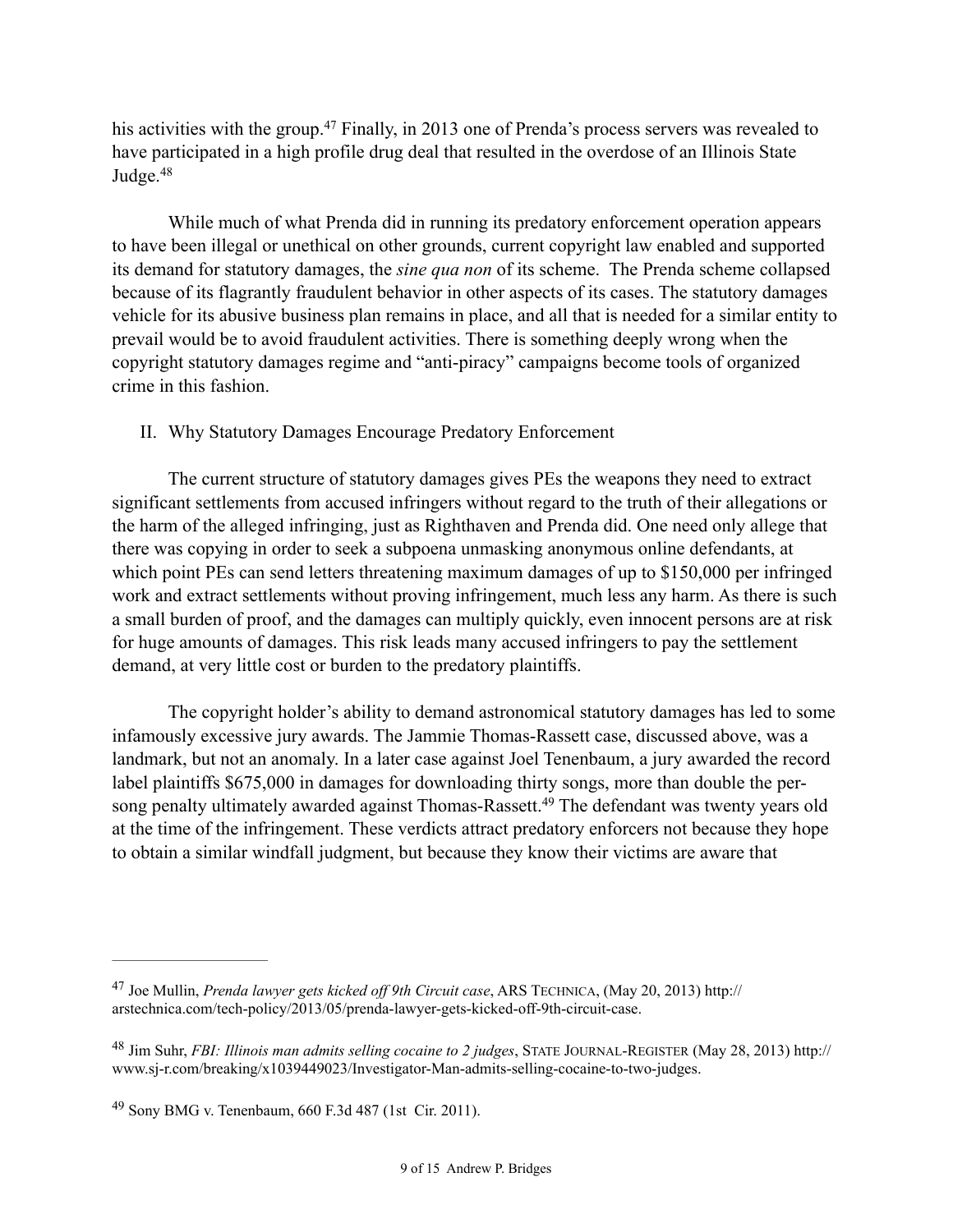his activities with the group.[47] Finally, in 2013 one of Prenda's process servers was revealed to have participated in a high profile drug deal that resulted in the overdose of an Illinois State Judge.[48]

While much of what Prenda did in running its predatory enforcement operation appears to have been illegal or unethical on other grounds, current copyright law enabled and supported its demand for statutory damages, the *sine qua non* of its scheme. The Prenda scheme collapsed because of its flagrantly fraudulent behavior in other aspects of its cases. The statutory damages vehicle for its abusive business plan remains in place, and all that is needed for a similar entity to prevail would be to avoid fraudulent activities. There is something deeply wrong when the copyright statutory damages regime and "anti-piracy" campaigns become tools of organized crime in this fashion.

## II. Why Statutory Damages Encourage Predatory Enforcement

The current structure of statutory damages gives PEs the weapons they need to extract significant settlements from accused infringers without regard to the truth of their allegations or the harm of the alleged infringing, just as Righthaven and Prenda did. One need only allege that there was copying in order to seek a subpoena unmasking anonymous online defendants, at which point PEs can send letters threatening maximum damages of up to $150,000 per infringed work and extract settlements without proving infringement, much less any harm. As there is such a small burden of proof, and the damages can multiply quickly, even innocent persons are at risk for huge amounts of damages. This risk leads many accused infringers to pay the settlement demand, at very little cost or burden to the predatory plaintiffs.

The copyright holder's ability to demand astronomical statutory damages has led to some infamously excessive jury awards. The Jammie Thomas-Rassett case, discussed above, was a landmark, but not an anomaly. In a later case against Joel Tenenbaum, a jury awarded the record label plaintiffs $675,000 in damages for downloading thirty songs, more than double the per-song penalty ultimately awarded against Thomas-Rassett.[49] The defendant was twenty years old at the time of the infringement. These verdicts attract predatory enforcers not because they hope to obtain a similar windfall judgment, but because they know their victims are aware that

---

[47] Joe Mullin, *Prenda lawyer gets kicked off 9th Circuit case*, ARS TECHNICA, (May 20, 2013) http://arstechnica.com/tech-policy/2013/05/prenda-lawyer-gets-kicked-off-9th-circuit-case.

[48] Jim Suhr, *FBI: Illinois man admits selling cocaine to 2 judges*, STATE JOURNAL-REGISTER (May 28, 2013) http://www.sj-r.com/breaking/x1039449023/Investigator-Man-admits-selling-cocaine-to-two-judges.

[49] Sony BMG v. Tenenbaum, 660 F.3d 487 (1st Cir. 2011).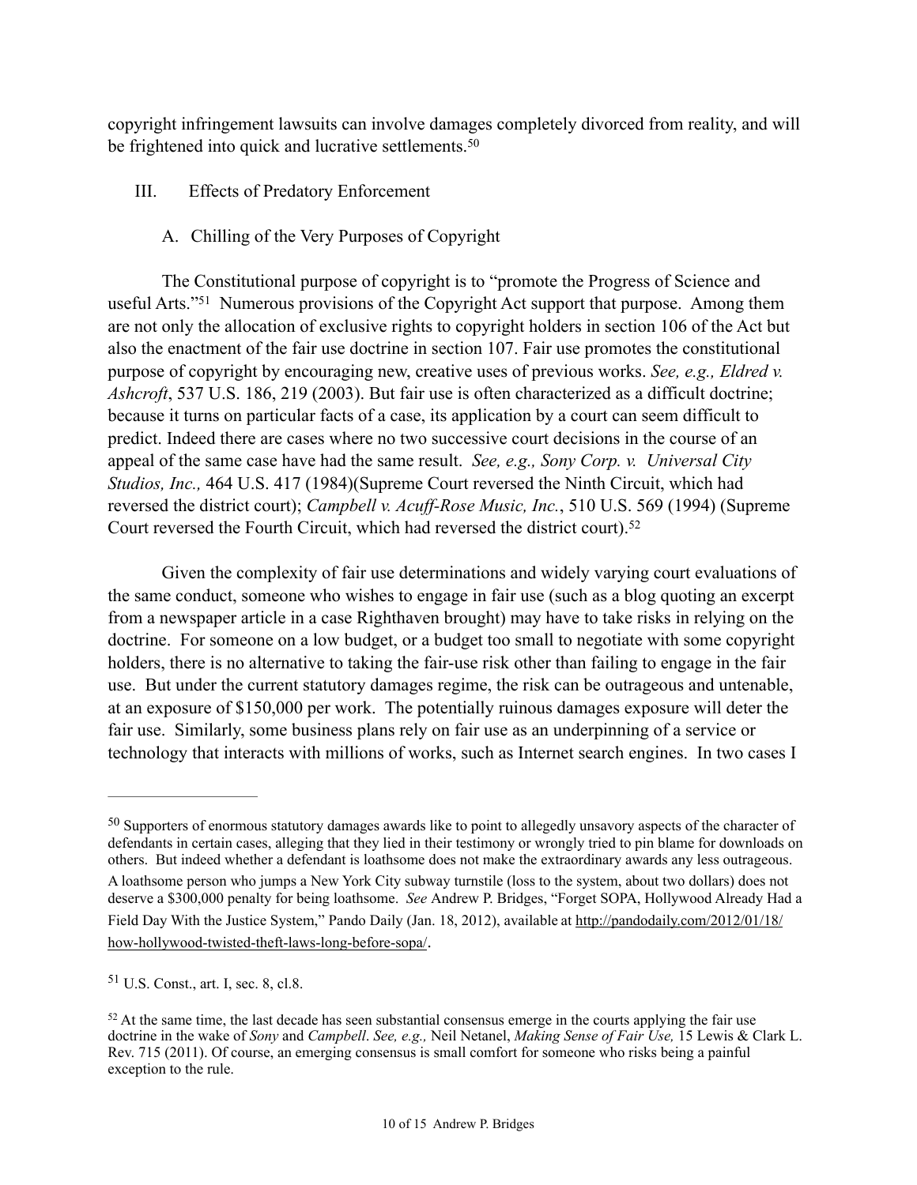copyright infringement lawsuits can involve damages completely divorced from reality, and will be frightened into quick and lucrative settlements.[50]

III. Effects of Predatory Enforcement

A. Chilling of the Very Purposes of Copyright

The Constitutional purpose of copyright is to "promote the Progress of Science and useful Arts."[51] Numerous provisions of the Copyright Act support that purpose. Among them are not only the allocation of exclusive rights to copyright holders in section 106 of the Act but also the enactment of the fair use doctrine in section 107. Fair use promotes the constitutional purpose of copyright by encouraging new, creative uses of previous works. *See, e.g., Eldred v. Ashcroft*, 537 U.S. 186, 219 (2003). But fair use is often characterized as a difficult doctrine; because it turns on particular facts of a case, its application by a court can seem difficult to predict. Indeed there are cases where no two successive court decisions in the course of an appeal of the same case have had the same result. *See, e.g., Sony Corp. v. Universal City Studios, Inc.,* 464 U.S. 417 (1984)(Supreme Court reversed the Ninth Circuit, which had reversed the district court); *Campbell v. Acuff-Rose Music, Inc.*, 510 U.S. 569 (1994) (Supreme Court reversed the Fourth Circuit, which had reversed the district court).[52]

Given the complexity of fair use determinations and widely varying court evaluations of the same conduct, someone who wishes to engage in fair use (such as a blog quoting an excerpt from a newspaper article in a case Righthaven brought) may have to take risks in relying on the doctrine. For someone on a low budget, or a budget too small to negotiate with some copyright holders, there is no alternative to taking the fair-use risk other than failing to engage in the fair use. But under the current statutory damages regime, the risk can be outrageous and untenable, at an exposure of $150,000 per work. The potentially ruinous damages exposure will deter the fair use. Similarly, some business plans rely on fair use as an underpinning of a service or technology that interacts with millions of works, such as Internet search engines. In two cases I

---

[50] Supporters of enormous statutory damages awards like to point to allegedly unsavory aspects of the character of defendants in certain cases, alleging that they lied in their testimony or wrongly tried to pin blame for downloads on others. But indeed whether a defendant is loathsome does not make the extraordinary awards any less outrageous. A loathsome person who jumps a New York City subway turnstile (loss to the system, about two dollars) does not deserve a $300,000 penalty for being loathsome. *See* Andrew P. Bridges, "Forget SOPA, Hollywood Already Had a Field Day With the Justice System," Pando Daily (Jan. 18, 2012), available at http://pandodaily.com/2012/01/18/how-hollywood-twisted-theft-laws-long-before-sopa/.

[51] U.S. Const., art. I, sec. 8, cl.8.

[52] At the same time, the last decade has seen substantial consensus emerge in the courts applying the fair use doctrine in the wake of *Sony* and *Campbell*. *See, e.g.,* Neil Netanel, *Making Sense of Fair Use,* 15 Lewis & Clark L. Rev. 715 (2011). Of course, an emerging consensus is small comfort for someone who risks being a painful exception to the rule.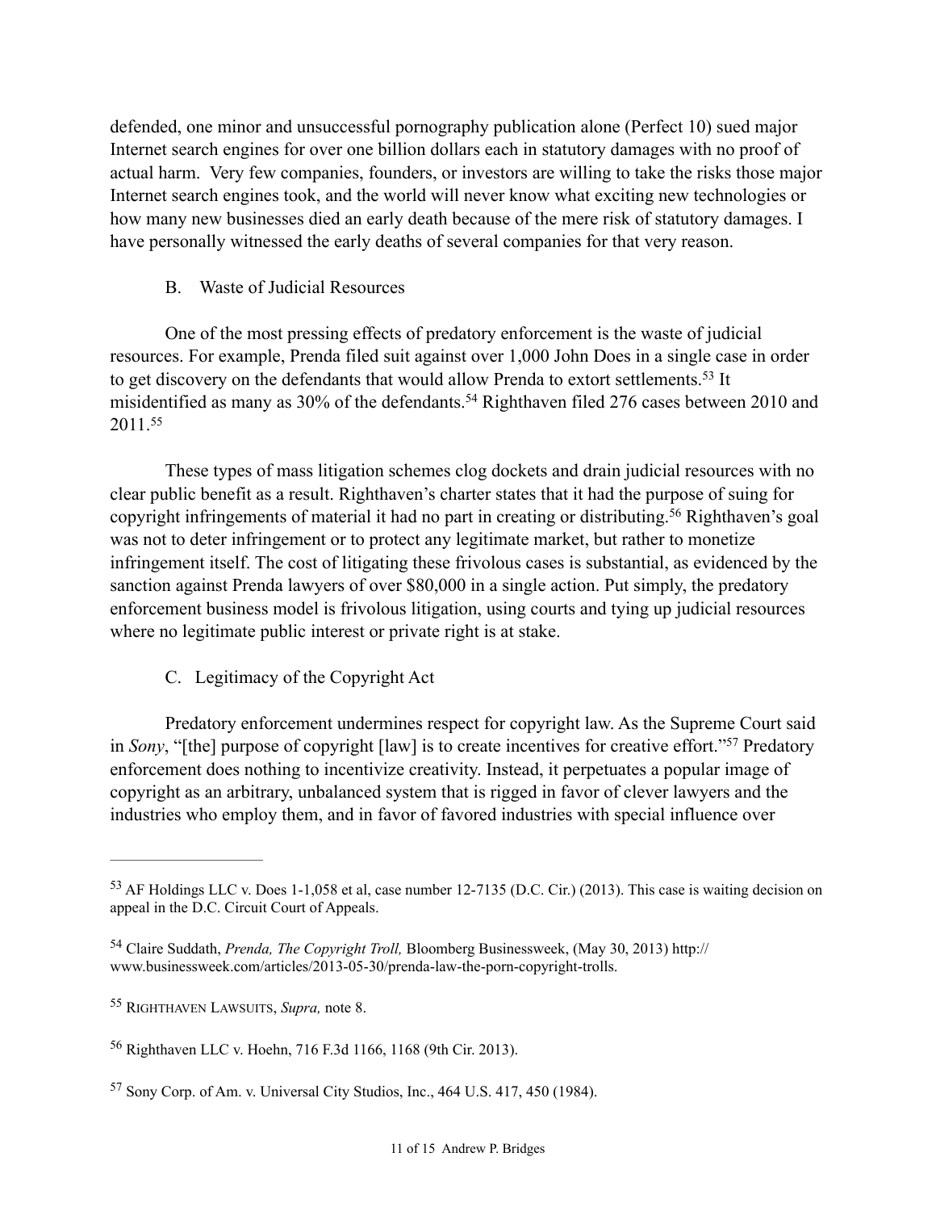defended, one minor and unsuccessful pornography publication alone (Perfect 10) sued major Internet search engines for over one billion dollars each in statutory damages with no proof of actual harm. Very few companies, founders, or investors are willing to take the risks those major Internet search engines took, and the world will never know what exciting new technologies or how many new businesses died an early death because of the mere risk of statutory damages. I have personally witnessed the early deaths of several companies for that very reason.

### B. Waste of Judicial Resources

One of the most pressing effects of predatory enforcement is the waste of judicial resources. For example, Prenda filed suit against over 1,000 John Does in a single case in order to get discovery on the defendants that would allow Prenda to extort settlements.[53] It misidentified as many as 30% of the defendants.[54] Righthaven filed 276 cases between 2010 and 2011.[55]

These types of mass litigation schemes clog dockets and drain judicial resources with no clear public benefit as a result. Righthaven's charter states that it had the purpose of suing for copyright infringements of material it had no part in creating or distributing.[56] Righthaven's goal was not to deter infringement or to protect any legitimate market, but rather to monetize infringement itself. The cost of litigating these frivolous cases is substantial, as evidenced by the sanction against Prenda lawyers of over $80,000 in a single action. Put simply, the predatory enforcement business model is frivolous litigation, using courts and tying up judicial resources where no legitimate public interest or private right is at stake.

### C. Legitimacy of the Copyright Act

Predatory enforcement undermines respect for copyright law. As the Supreme Court said in *Sony*, "[the] purpose of copyright [law] is to create incentives for creative effort."[57] Predatory enforcement does nothing to incentivize creativity. Instead, it perpetuates a popular image of copyright as an arbitrary, unbalanced system that is rigged in favor of clever lawyers and the industries who employ them, and in favor of favored industries with special influence over

---

[53] AF Holdings LLC v. Does 1-1,058 et al, case number 12-7135 (D.C. Cir.) (2013). This case is waiting decision on appeal in the D.C. Circuit Court of Appeals.

[54] Claire Suddath, *Prenda, The Copyright Troll,* Bloomberg Businessweek, (May 30, 2013) http://www.businessweek.com/articles/2013-05-30/prenda-law-the-porn-copyright-trolls.

[55] RIGHTHAVEN LAWSUITS, *Supra,* note 8.

[56] Righthaven LLC v. Hoehn, 716 F.3d 1166, 1168 (9th Cir. 2013).

[57] Sony Corp. of Am. v. Universal City Studios, Inc., 464 U.S. 417, 450 (1984).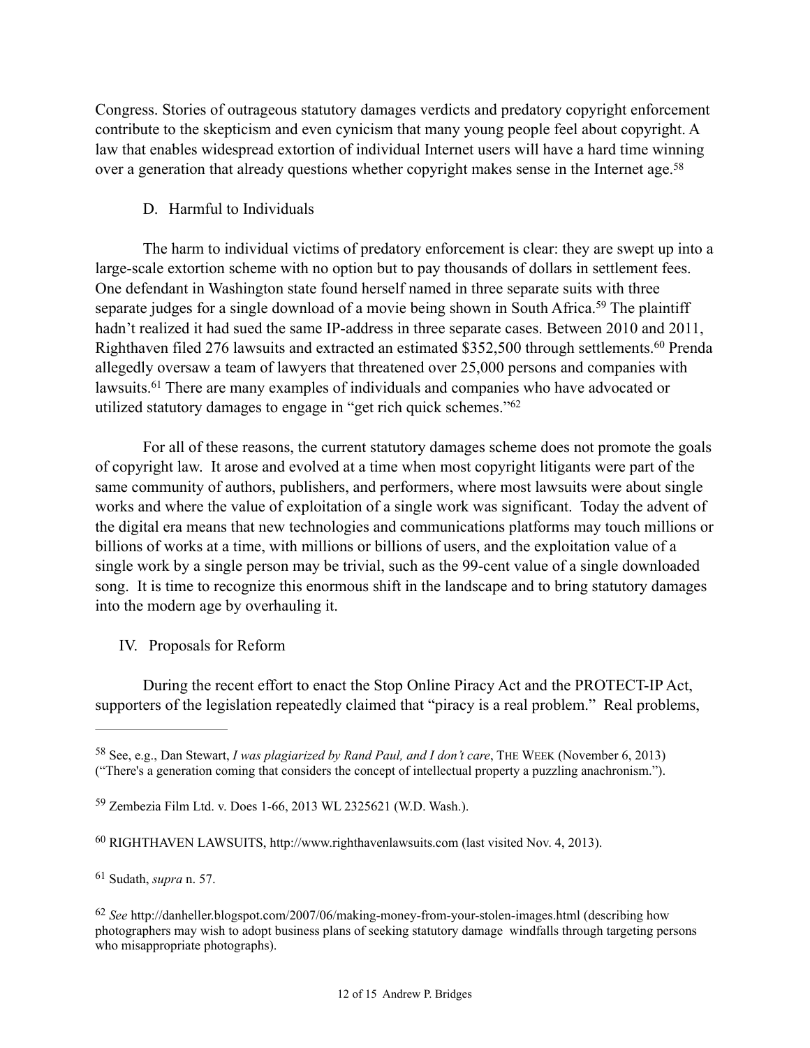Congress. Stories of outrageous statutory damages verdicts and predatory copyright enforcement contribute to the skepticism and even cynicism that many young people feel about copyright. A law that enables widespread extortion of individual Internet users will have a hard time winning over a generation that already questions whether copyright makes sense in the Internet age.[58]

### D. Harmful to Individuals

The harm to individual victims of predatory enforcement is clear: they are swept up into a large-scale extortion scheme with no option but to pay thousands of dollars in settlement fees. One defendant in Washington state found herself named in three separate suits with three separate judges for a single download of a movie being shown in South Africa.[59] The plaintiff hadn't realized it had sued the same IP-address in three separate cases. Between 2010 and 2011, Righthaven filed 276 lawsuits and extracted an estimated $352,500 through settlements.[60] Prenda allegedly oversaw a team of lawyers that threatened over 25,000 persons and companies with lawsuits.[61] There are many examples of individuals and companies who have advocated or utilized statutory damages to engage in "get rich quick schemes."[62]

For all of these reasons, the current statutory damages scheme does not promote the goals of copyright law. It arose and evolved at a time when most copyright litigants were part of the same community of authors, publishers, and performers, where most lawsuits were about single works and where the value of exploitation of a single work was significant. Today the advent of the digital era means that new technologies and communications platforms may touch millions or billions of works at a time, with millions or billions of users, and the exploitation value of a single work by a single person may be trivial, such as the 99-cent value of a single downloaded song. It is time to recognize this enormous shift in the landscape and to bring statutory damages into the modern age by overhauling it.

## IV. Proposals for Reform

During the recent effort to enact the Stop Online Piracy Act and the PROTECT-IP Act, supporters of the legislation repeatedly claimed that "piracy is a real problem." Real problems,

---

[58] See, e.g., Dan Stewart, *I was plagiarized by Rand Paul, and I don't care*, THE WEEK (November 6, 2013) ("There's a generation coming that considers the concept of intellectual property a puzzling anachronism.").

[59] Zembezia Film Ltd. v. Does 1-66, 2013 WL 2325621 (W.D. Wash.).

[60] RIGHTHAVEN LAWSUITS, http://www.righthavenlawsuits.com (last visited Nov. 4, 2013).

[61] Sudath, *supra* n. 57.

[62] *See* http://danheller.blogspot.com/2007/06/making-money-from-your-stolen-images.html (describing how photographers may wish to adopt business plans of seeking statutory damage windfalls through targeting persons who misappropriate photographs).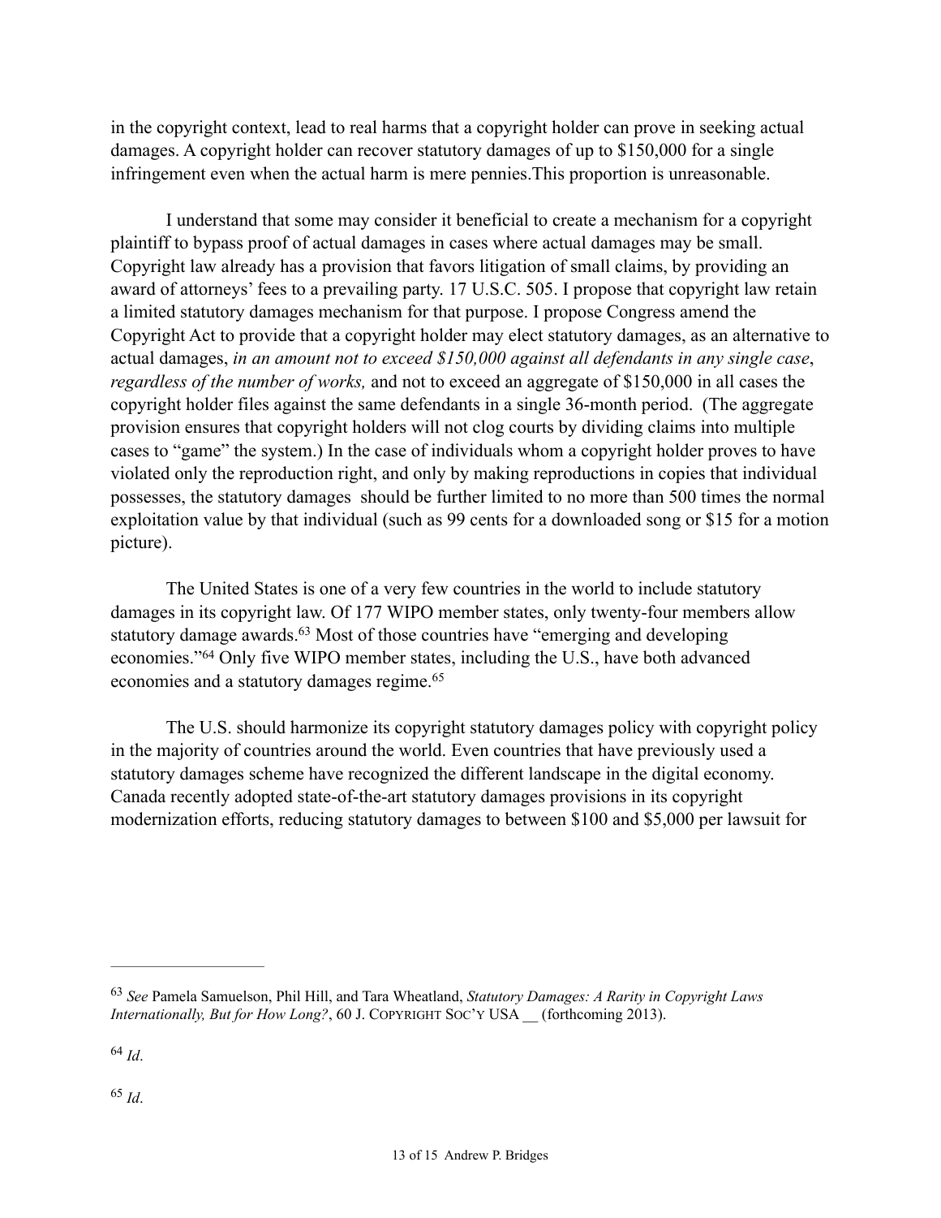in the copyright context, lead to real harms that a copyright holder can prove in seeking actual damages. A copyright holder can recover statutory damages of up to $150,000 for a single infringement even when the actual harm is mere pennies.This proportion is unreasonable.

I understand that some may consider it beneficial to create a mechanism for a copyright plaintiff to bypass proof of actual damages in cases where actual damages may be small. Copyright law already has a provision that favors litigation of small claims, by providing an award of attorneys' fees to a prevailing party. 17 U.S.C. 505. I propose that copyright law retain a limited statutory damages mechanism for that purpose. I propose Congress amend the Copyright Act to provide that a copyright holder may elect statutory damages, as an alternative to actual damages, *in an amount not to exceed $150,000 against all defendants in any single case*, *regardless of the number of works,* and not to exceed an aggregate of $150,000 in all cases the copyright holder files against the same defendants in a single 36-month period. (The aggregate provision ensures that copyright holders will not clog courts by dividing claims into multiple cases to "game" the system.) In the case of individuals whom a copyright holder proves to have violated only the reproduction right, and only by making reproductions in copies that individual possesses, the statutory damages should be further limited to no more than 500 times the normal exploitation value by that individual (such as 99 cents for a downloaded song or $15 for a motion picture).

The United States is one of a very few countries in the world to include statutory damages in its copyright law. Of 177 WIPO member states, only twenty-four members allow statutory damage awards.[63] Most of those countries have "emerging and developing economies."[64] Only five WIPO member states, including the U.S., have both advanced economies and a statutory damages regime.[65]

The U.S. should harmonize its copyright statutory damages policy with copyright policy in the majority of countries around the world. Even countries that have previously used a statutory damages scheme have recognized the different landscape in the digital economy. Canada recently adopted state-of-the-art statutory damages provisions in its copyright modernization efforts, reducing statutory damages to between $100 and $5,000 per lawsuit for

---

[63] *See* Pamela Samuelson, Phil Hill, and Tara Wheatland, *Statutory Damages: A Rarity in Copyright Laws Internationally, But for How Long?*, 60 J. COPYRIGHT SOC'Y USA __ (forthcoming 2013).

[64] *Id*.

[65] *Id*.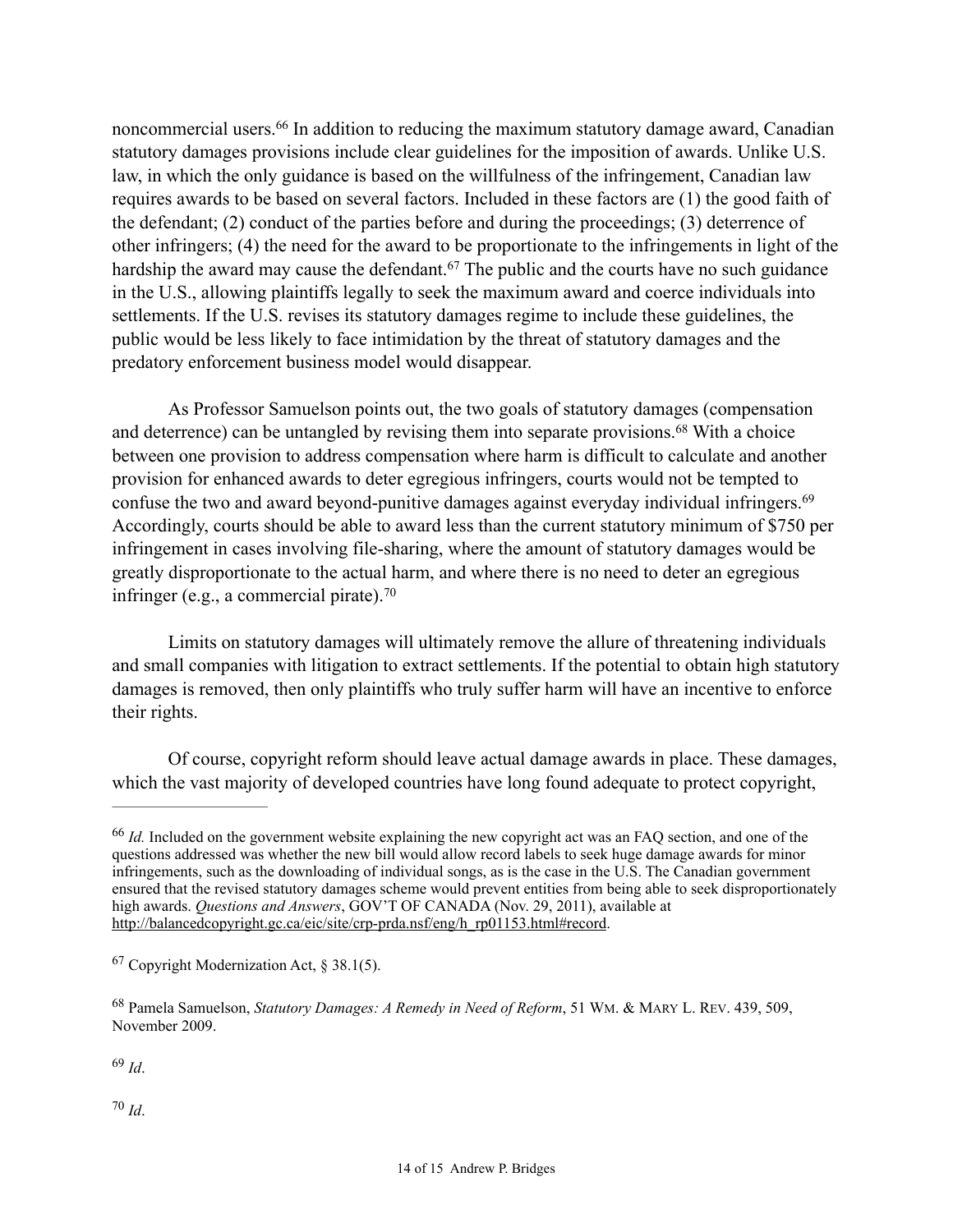noncommercial users.[66] In addition to reducing the maximum statutory damage award, Canadian statutory damages provisions include clear guidelines for the imposition of awards. Unlike U.S. law, in which the only guidance is based on the willfulness of the infringement, Canadian law requires awards to be based on several factors. Included in these factors are (1) the good faith of the defendant; (2) conduct of the parties before and during the proceedings; (3) deterrence of other infringers; (4) the need for the award to be proportionate to the infringements in light of the hardship the award may cause the defendant.[67] The public and the courts have no such guidance in the U.S., allowing plaintiffs legally to seek the maximum award and coerce individuals into settlements. If the U.S. revises its statutory damages regime to include these guidelines, the public would be less likely to face intimidation by the threat of statutory damages and the predatory enforcement business model would disappear.

As Professor Samuelson points out, the two goals of statutory damages (compensation and deterrence) can be untangled by revising them into separate provisions.[68] With a choice between one provision to address compensation where harm is difficult to calculate and another provision for enhanced awards to deter egregious infringers, courts would not be tempted to confuse the two and award beyond-punitive damages against everyday individual infringers.[69] Accordingly, courts should be able to award less than the current statutory minimum of $750 per infringement in cases involving file-sharing, where the amount of statutory damages would be greatly disproportionate to the actual harm, and where there is no need to deter an egregious infringer (e.g., a commercial pirate).[70]

Limits on statutory damages will ultimately remove the allure of threatening individuals and small companies with litigation to extract settlements. If the potential to obtain high statutory damages is removed, then only plaintiffs who truly suffer harm will have an incentive to enforce their rights.

Of course, copyright reform should leave actual damage awards in place. These damages, which the vast majority of developed countries have long found adequate to protect copyright,

---

[66] *Id.* Included on the government website explaining the new copyright act was an FAQ section, and one of the questions addressed was whether the new bill would allow record labels to seek huge damage awards for minor infringements, such as the downloading of individual songs, as is the case in the U.S. The Canadian government ensured that the revised statutory damages scheme would prevent entities from being able to seek disproportionately high awards. *Questions and Answers*, GOV'T OF CANADA (Nov. 29, 2011), available at http://balancedcopyright.gc.ca/eic/site/crp-prda.nsf/eng/h_rp01153.html#record.

[67] Copyright Modernization Act, § 38.1(5).

[68] Pamela Samuelson, *Statutory Damages: A Remedy in Need of Reform*, 51 WM. & MARY L. REV. 439, 509, November 2009.

[69] *Id*.

[70] *Id*.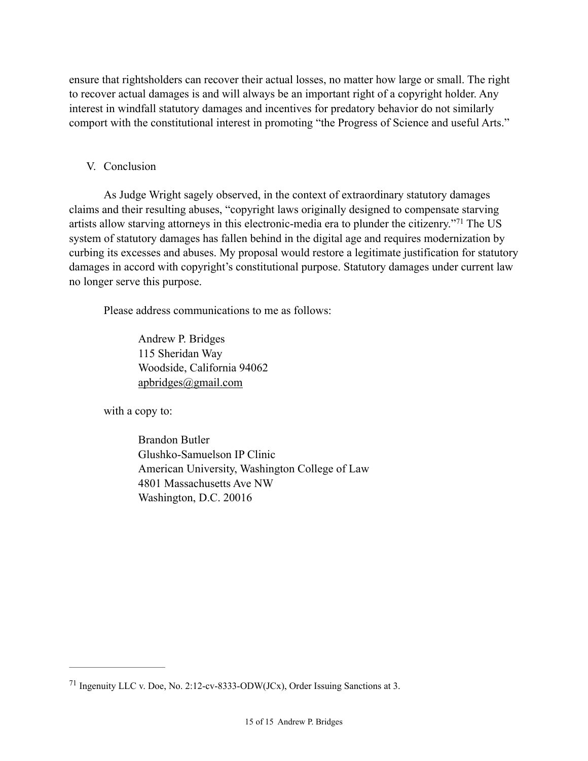ensure that rightsholders can recover their actual losses, no matter how large or small. The right to recover actual damages is and will always be an important right of a copyright holder. Any interest in windfall statutory damages and incentives for predatory behavior do not similarly comport with the constitutional interest in promoting "the Progress of Science and useful Arts."

## V. Conclusion

As Judge Wright sagely observed, in the context of extraordinary statutory damages claims and their resulting abuses, "copyright laws originally designed to compensate starving artists allow starving attorneys in this electronic-media era to plunder the citizenry."[71] The US system of statutory damages has fallen behind in the digital age and requires modernization by curbing its excesses and abuses. My proposal would restore a legitimate justification for statutory damages in accord with copyright's constitutional purpose. Statutory damages under current law no longer serve this purpose.

Please address communications to me as follows:

> Andrew P. Bridges
> 115 Sheridan Way
> Woodside, California 94062
> apbridges@gmail.com

with a copy to:

> Brandon Butler
> Glushko-Samuelson IP Clinic
> American University, Washington College of Law
> 4801 Massachusetts Ave NW
> Washington, D.C. 20016

---

[71] Ingenuity LLC v. Doe, No. 2:12-cv-8333-ODW(JCx), Order Issuing Sanctions at 3.